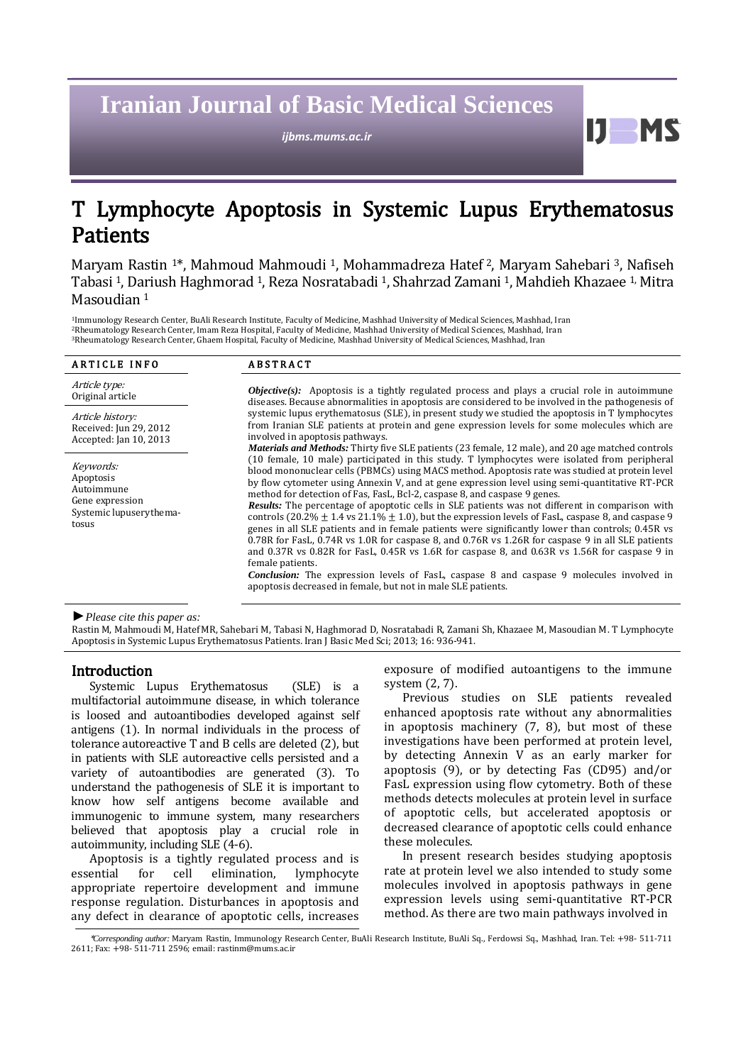# T Lymphocyte Apoptosis in Systemic Lupus Erythematosus Patients

Maryam Rastin [1]*, Mahmoud Mahmoudi [1], Mohammadreza Hatef [2], Maryam Sahebari [3], Nafiseh Tabasi [1], Dariush Haghmorad [1], Reza Nosratabadi [1], Shahrzad Zamani [1], Mahdieh Khazaee [1], Mitra Masoudian [1]

[1] Immunology Research Center, BuAli Research Institute, Faculty of Medicine, Mashhad University of Medical Sciences, Mashhad, Iran
[2] Rheumatology Research Center, Imam Reza Hospital, Faculty of Medicine, Mashhad University of Medical Sciences, Mashhad, Iran
[3] Rheumatology Research Center, Ghaem Hospital, Faculty of Medicine, Mashhad University of Medical Sciences, Mashhad, Iran

**ARTICLE INFO**

*Article type:*
Original article

*Article history:*
Received: Jun 29, 2012
Accepted: Jan 10, 2013

*Keywords:*
Apoptosis
Autoimmune
Gene expression
Systemic lupus erythematosus

**ABSTRACT**

***Objective(s):*** Apoptosis is a tightly regulated process and plays a crucial role in autoimmune diseases. Because abnormalities in apoptosis are considered to be involved in the pathogenesis of systemic lupus erythematosus (SLE), in present study we studied the apoptosis in T lymphocytes from Iranian SLE patients at protein and gene expression levels for some molecules which are involved in apoptosis pathways.

***Materials and Methods:*** Thirty five SLE patients (23 female, 12 male), and 20 age matched controls (10 female, 10 male) participated in this study. T lymphocytes were isolated from peripheral blood mononuclear cells (PBMCs) using MACS method. Apoptosis rate was studied at protein level by flow cytometer using Annexin V, and at gene expression level using semi-quantitative RT-PCR method for detection of Fas, FasL, Bcl-2, caspase 8, and caspase 9 genes.

***Results:*** The percentage of apoptotic cells in SLE patients was not different in comparison with controls (20.2% $\pm$ 1.4 vs 21.1% $\pm$ 1.0), but the expression levels of FasL, caspase 8, and caspase 9 genes in all SLE patients and in female patients were significantly lower than controls; 0.45R vs 0.78R for FasL, 0.74R vs 1.0R for caspase 8, and 0.76R vs 1.26R for caspase 9 in all SLE patients and 0.37R vs 0.82R for FasL, 0.45R vs 1.6R for caspase 8, and 0.63R vs 1.56R for caspase 9 in female patients.

***Conclusion:*** The expression levels of FasL, caspase 8 and caspase 9 molecules involved in apoptosis decreased in female, but not in male SLE patients.

►*Please cite this paper as:*
Rastin M, Mahmoudi M, Hatef MR, Sahebari M, Tabasi N, Haghmorad D, Nosratabadi R, Zamani Sh, Khazaee M, Masoudian M. T Lymphocyte Apoptosis in Systemic Lupus Erythematosus Patients. Iran J Basic Med Sci; 2013; 16: 936-941.

## Introduction

Systemic Lupus Erythematosus (SLE) is a multifactorial autoimmune disease, in which tolerance is loosed and autoantibodies developed against self antigens (1). In normal individuals in the process of tolerance autoreactive T and B cells are deleted (2), but in patients with SLE autoreactive cells persisted and a variety of autoantibodies are generated (3). To understand the pathogenesis of SLE it is important to know how self antigens become available and immunogenic to immune system, many researchers believed that apoptosis play a crucial role in autoimmunity, including SLE (4-6).

Apoptosis is a tightly regulated process and is essential for cell elimination, lymphocyte appropriate repertoire development and immune response regulation. Disturbances in apoptosis and any defect in clearance of apoptotic cells, increases exposure of modified autoantigens to the immune system (2, 7).

Previous studies on SLE patients revealed enhanced apoptosis rate without any abnormalities in apoptosis machinery (7, 8), but most of these investigations have been performed at protein level, by detecting Annexin V as an early marker for apoptosis (9), or by detecting Fas (CD95) and/or FasL expression using flow cytometry. Both of these methods detects molecules at protein level in surface of apoptotic cells, but accelerated apoptosis or decreased clearance of apoptotic cells could enhance these molecules.

In present research besides studying apoptosis rate at protein level we also intended to study some molecules involved in apoptosis pathways in gene expression levels using semi-quantitative RT-PCR method. As there are two main pathways involved in

*Corresponding author:* Maryam Rastin, Immunology Research Center, BuAli Research Institute, BuAli Sq., Ferdowsi Sq., Mashhad, Iran. Tel: +98- 511-711 2611; Fax: +98- 511-711 2596; email: rastinm@mums.ac.ir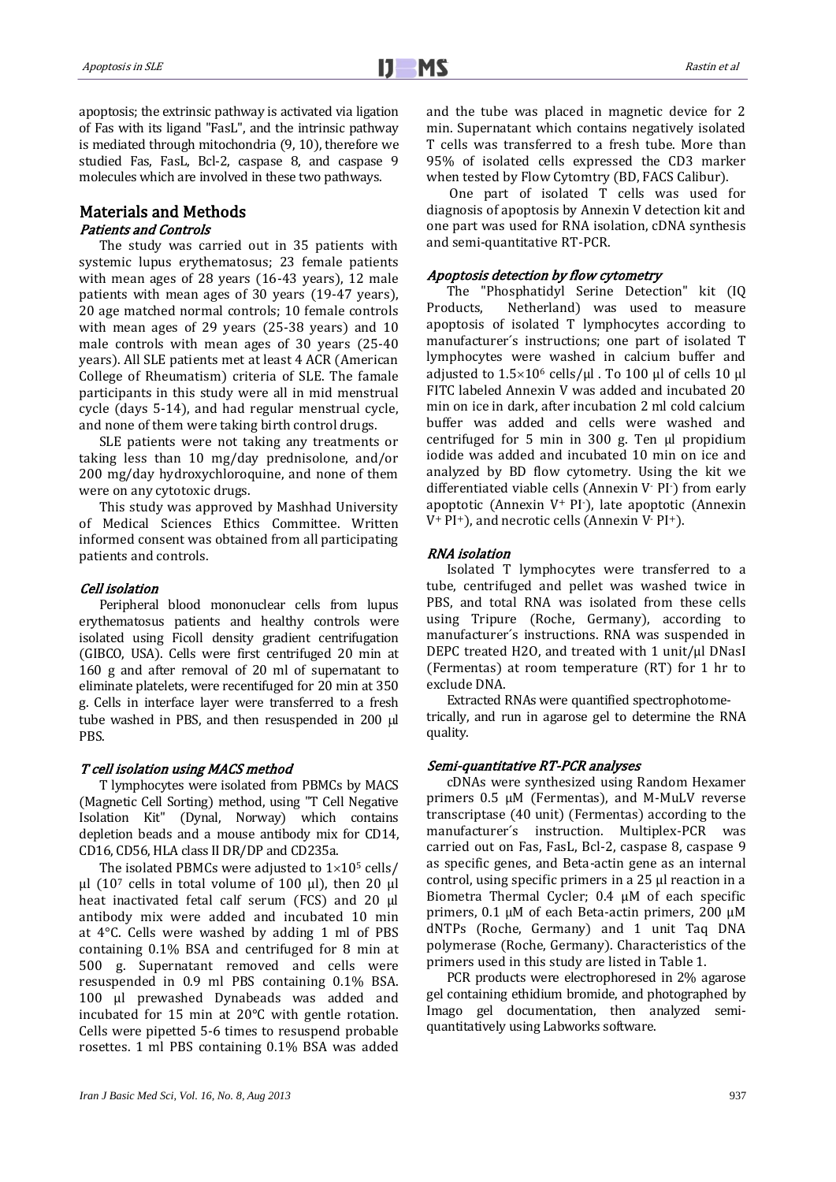apoptosis; the extrinsic pathway is activated via ligation of Fas with its ligand "FasL", and the intrinsic pathway is mediated through mitochondria (9, 10), therefore we studied Fas, FasL, Bcl-2, caspase 8, and caspase 9 molecules which are involved in these two pathways.

## Materials and Methods

### *Patients and Controls*

The study was carried out in 35 patients with systemic lupus erythematosus; 23 female patients with mean ages of 28 years (16-43 years), 12 male patients with mean ages of 30 years (19-47 years), 20 age matched normal controls; 10 female controls with mean ages of 29 years (25-38 years) and 10 male controls with mean ages of 30 years (25-40 years). All SLE patients met at least 4 ACR (American College of Rheumatism) criteria of SLE. The famale participants in this study were all in mid menstrual cycle (days 5-14), and had regular menstrual cycle, and none of them were taking birth control drugs.

SLE patients were not taking any treatments or taking less than 10 mg/day prednisolone, and/or 200 mg/day hydroxychloroquine, and none of them were on any cytotoxic drugs.

This study was approved by Mashhad University of Medical Sciences Ethics Committee. Written informed consent was obtained from all participating patients and controls.

### *Cell isolation*

Peripheral blood mononuclear cells from lupus erythematosus patients and healthy controls were isolated using Ficoll density gradient centrifugation (GIBCO, USA). Cells were first centrifuged 20 min at 160 g and after removal of 20 ml of supernatant to eliminate platelets, were recentifuged for 20 min at 350 g. Cells in interface layer were transferred to a fresh tube washed in PBS, and then resuspended in 200 µl PBS.

### *T cell isolation using MACS method*

T lymphocytes were isolated from PBMCs by MACS (Magnetic Cell Sorting) method, using "T Cell Negative Isolation Kit" (Dynal, Norway) which contains depletion beads and a mouse antibody mix for CD14, CD16, CD56, HLA class II DR/DP and CD235a.

The isolated PBMCs were adjusted to $1\times10^5$ cells/µl ($10^7$ cells in total volume of 100 µl), then 20 µl heat inactivated fetal calf serum (FCS) and 20 µl antibody mix were added and incubated 10 min at 4°C. Cells were washed by adding 1 ml of PBS containing 0.1% BSA and centrifuged for 8 min at 500 g. Supernatant removed and cells were resuspended in 0.9 ml PBS containing 0.1% BSA. 100 µl prewashed Dynabeads was added and incubated for 15 min at 20°C with gentle rotation. Cells were pipetted 5-6 times to resuspend probable rosettes. 1 ml PBS containing 0.1% BSA was added and the tube was placed in magnetic device for 2 min. Supernatant which contains negatively isolated T cells was transferred to a fresh tube. More than 95% of isolated cells expressed the CD3 marker when tested by Flow Cytomtry (BD, FACS Calibur).

One part of isolated T cells was used for diagnosis of apoptosis by Annexin V detection kit and one part was used for RNA isolation, cDNA synthesis and semi-quantitative RT-PCR.

### *Apoptosis detection by flow cytometry*

The "Phosphatidyl Serine Detection" kit (IQ Products, Netherland) was used to measure apoptosis of isolated T lymphocytes according to manufacturer´s instructions; one part of isolated T lymphocytes were washed in calcium buffer and adjusted to $1.5\times10^6$ cells/µl . To 100 µl of cells 10 µl FITC labeled Annexin V was added and incubated 20 min on ice in dark, after incubation 2 ml cold calcium buffer was added and cells were washed and centrifuged for 5 min in 300 g. Ten µl propidium iodide was added and incubated 10 min on ice and analyzed by BD flow cytometry. Using the kit we differentiated viable cells (Annexin $V^-$ $PI^-$) from early apoptotic (Annexin $V^+$ $PI^-$), late apoptotic (Annexin $V^+$ $PI^+$), and necrotic cells (Annexin $V^-$ $PI^+$).

### *RNA isolation*

Isolated T lymphocytes were transferred to a tube, centrifuged and pellet was washed twice in PBS, and total RNA was isolated from these cells using Tripure (Roche, Germany), according to manufacturer´s instructions. RNA was suspended in DEPC treated H2O, and treated with 1 unit/µl DNasI (Fermentas) at room temperature (RT) for 1 hr to exclude DNA.

Extracted RNAs were quantified spectrophotometrically, and run in agarose gel to determine the RNA quality.

### *Semi-quantitative RT-PCR analyses*

cDNAs were synthesized using Random Hexamer primers 0.5 µM (Fermentas), and M-MuLV reverse transcriptase (40 unit) (Fermentas) according to the manufacturer´s instruction. Multiplex-PCR was carried out on Fas, FasL, Bcl-2, caspase 8, caspase 9 as specific genes, and Beta-actin gene as an internal control, using specific primers in a 25 µl reaction in a Biometra Thermal Cycler; 0.4 µM of each specific primers, 0.1 µM of each Beta-actin primers, 200 µM dNTPs (Roche, Germany) and 1 unit Taq DNA polymerase (Roche, Germany). Characteristics of the primers used in this study are listed in Table 1.

PCR products were electrophoresed in 2% agarose gel containing ethidium bromide, and photographed by Imago gel documentation, then analyzed semi-quantitatively using Labworks software.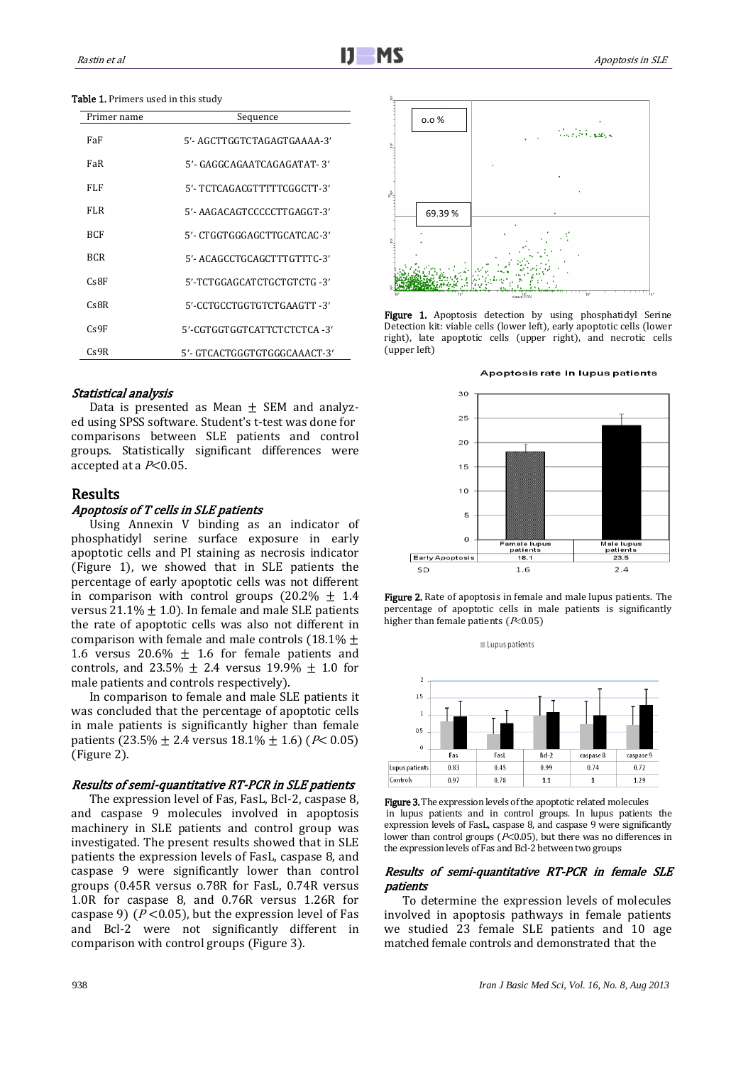**Table 1.** Primers used in this study

| Primer name | Sequence |
|---|---|
| FaF | 5′- AGCTTGGTCTAGAGTGAAAA-3′ |
| FaR | 5′- GAGGCAGAATCAGAGATAT- 3′ |
| FLF | 5′- TCTCAGACGTTTTTCGGCTT-3′ |
| FLR | 5′- AAGACAGTCCCCCTTGAGGT-3′ |
| BCF | 5′- CTGGTGGGAGCTTGCATCAC-3′ |
| BCR | 5′- ACAGCCTGCAGCTTTGTTTC-3′ |
| Cs8F | 5′-TCTGGAGCATCTGCTGTCTG -3′ |
| Cs8R | 5′-CCTGCCTGGTGTCTGAAGTT -3′ |
| Cs9F | 5′-CGTGGTGGTCATTCTCTCTCA -3′ |
| Cs9R | 5′- GTCACTGGGTGTGGGCAAACT-3′ |

### *Statistical analysis*

Data is presented as Mean ± SEM and analyzed using SPSS software. Student's t-test was done for comparisons between SLE patients and control groups. Statistically significant differences were accepted at a $P<0.05$.

## Results

### *Apoptosis of T cells in SLE patients*

Using Annexin V binding as an indicator of phosphatidyl serine surface exposure in early apoptotic cells and PI staining as necrosis indicator (Figure 1), we showed that in SLE patients the percentage of early apoptotic cells was not different in comparison with control groups (20.2% ± 1.4 versus 21.1% ± 1.0). In female and male SLE patients the rate of apoptotic cells was also not different in comparison with female and male controls (18.1% ± 1.6 versus 20.6% ± 1.6 for female patients and controls, and 23.5% ± 2.4 versus 19.9% ± 1.0 for male patients and controls respectively).

In comparison to female and male SLE patients it was concluded that the percentage of apoptotic cells in male patients is significantly higher than female patients (23.5% ± 2.4 versus 18.1% ± 1.6) ($P<0.05$) (Figure 2).

### *Results of semi-quantitative RT-PCR in SLE patients*

The expression level of Fas, FasL, Bcl-2, caspase 8, and caspase 9 molecules involved in apoptosis machinery in SLE patients and control group was investigated. The present results showed that in SLE patients the expression levels of FasL, caspase 8, and caspase 9 were significantly lower than control groups (0.45R versus o.78R for FasL, 0.74R versus 1.0R for caspase 8, and 0.76R versus 1.26R for caspase 9) ($P<0.05$), but the expression level of Fas and Bcl-2 were not significantly different in comparison with control groups (Figure 3).

**Figure 1.** Apoptosis detection by using phosphatidyl Serine Detection kit: viable cells (lower left), early apoptotic cells (lower right), late apoptotic cells (upper right), and necrotic cells (upper left)

**Figure 2.** Rate of apoptosis in female and male lupus patients. The percentage of apoptotic cells in male patients is significantly higher than female patients ($P<0.05$)

**Figure 3.** The expression levels of the apoptotic related molecules in lupus patients and in control groups. In lupus patients the expression levels of FasL, caspase 8, and caspase 9 were significantly lower than control groups ($P<0.05$), but there was no differences in the expression levels of Fas and Bcl-2 between two groups

### *Results of semi-quantitative RT-PCR in female SLE patients*

To determine the expression levels of molecules involved in apoptosis pathways in female patients we studied 23 female SLE patients and 10 age matched female controls and demonstrated that the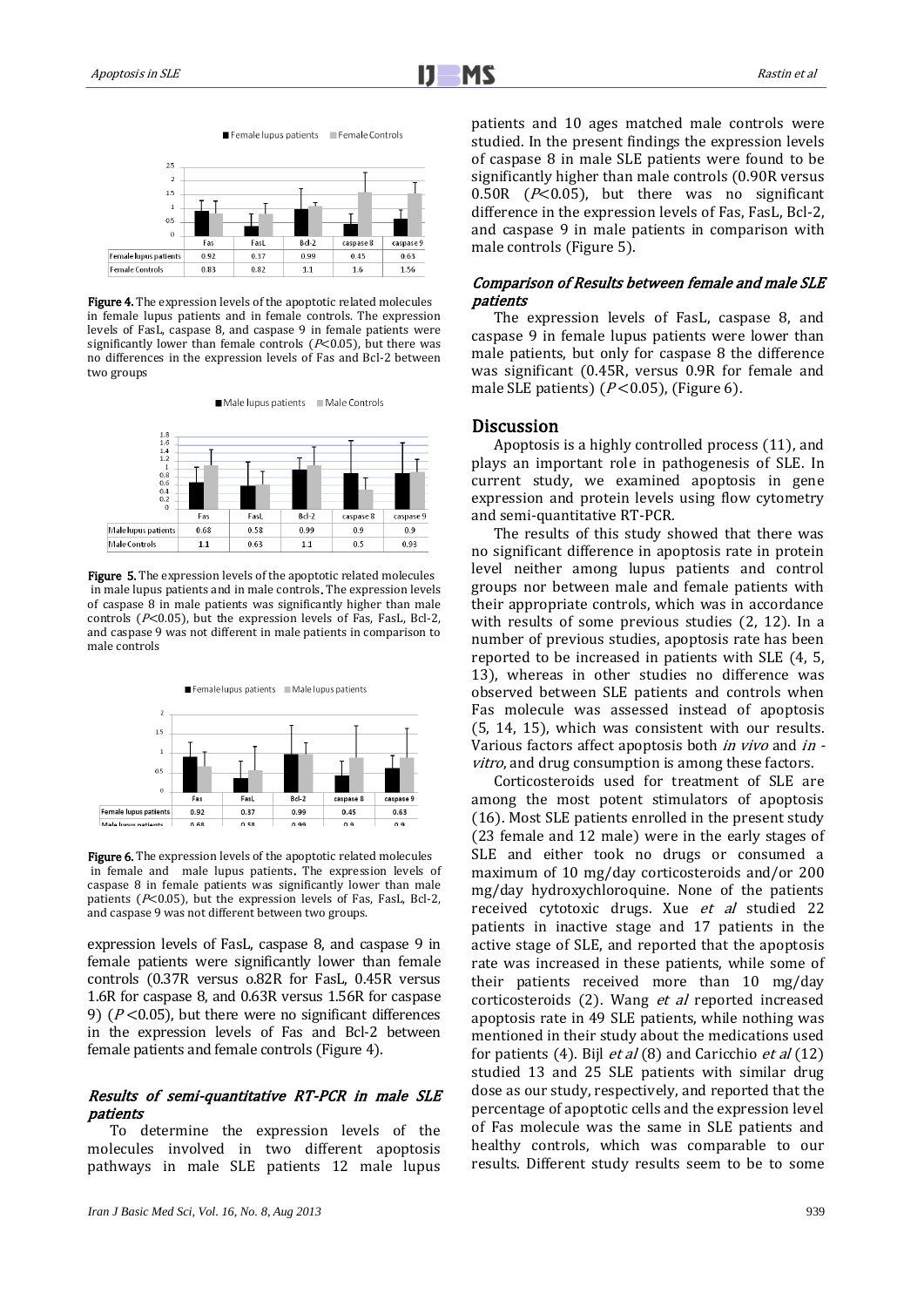■ Female lupus patients ■ Female Controls

| | Fas | FasL | Bcl-2 | caspase 8 | caspase 9 |
|---|---|---|---|---|---|
| Female lupus patients | 0.92 | 0.37 | 0.99 | 0.45 | 0.63 |
| Female Controls | 0.83 | 0.82 | 1.1 | 1.6 | 1.56 |

**Figure 4.** The expression levels of the apoptotic related molecules in female lupus patients and in female controls. The expression levels of FasL, caspase 8, and caspase 9 in female patients were significantly lower than female controls ($P<0.05$), but there was no differences in the expression levels of Fas and Bcl-2 between two groups

■ Male lupus patients ■ Male Controls

| | Fas | FasL | Bcl-2 | caspase 8 | caspase 9 |
|---|---|---|---|---|---|
| Male lupus patients | 0.68 | 0.58 | 0.99 | 0.9 | 0.9 |
| Male Controls | 1.1 | 0.63 | 1.1 | 0.5 | 0.93 |

**Figure 5.** The expression levels of the apoptotic related molecules in male lupus patients and in male controls. The expression levels of caspase 8 in male patients was significantly higher than male controls ($P<0.05$), but the expression levels of Fas, FasL, Bcl-2, and caspase 9 was not different in male patients in comparison to male controls

■ Female lupus patients ■ Male lupus patients

| | Fas | FasL | Bcl-2 | caspase 8 | caspase 9 |
|---|---|---|---|---|---|
| Female lupus patients | 0.92 | 0.37 | 0.99 | 0.45 | 0.63 |
| Male lupus patients | 0.68 | 0.58 | 0.99 | 0.9 | 0.9 |

**Figure 6.** The expression levels of the apoptotic related molecules in female and male lupus patients. The expression levels of caspase 8 in female patients was significantly lower than male patients ($P<0.05$), but the expression levels of Fas, FasL, Bcl-2, and caspase 9 was not different between two groups.

expression levels of FasL, caspase 8, and caspase 9 in female patients were significantly lower than female controls (0.37R versus o.82R for FasL, 0.45R versus 1.6R for caspase 8, and 0.63R versus 1.56R for caspase 9) ($P<0.05$), but there were no significant differences in the expression levels of Fas and Bcl-2 between female patients and female controls (Figure 4).

### *Results of semi-quantitative RT-PCR in male SLE patients*

To determine the expression levels of the molecules involved in two different apoptosis pathways in male SLE patients 12 male lupus patients and 10 ages matched male controls were studied. In the present findings the expression levels of caspase 8 in male SLE patients were found to be significantly higher than male controls (0.90R versus 0.50R ($P<0.05$), but there was no significant difference in the expression levels of Fas, FasL, Bcl-2, and caspase 9 in male patients in comparison with male controls (Figure 5).

### *Comparison of Results between female and male SLE patients*

The expression levels of FasL, caspase 8, and caspase 9 in female lupus patients were lower than male patients, but only for caspase 8 the difference was significant (0.45R, versus 0.9R for female and male SLE patients) ($P<0.05$), (Figure 6).

## Discussion

Apoptosis is a highly controlled process (11), and plays an important role in pathogenesis of SLE. In current study, we examined apoptosis in gene expression and protein levels using flow cytometry and semi-quantitative RT-PCR.

The results of this study showed that there was no significant difference in apoptosis rate in protein level neither among lupus patients and control groups nor between male and female patients with their appropriate controls, which was in accordance with results of some previous studies (2, 12). In a number of previous studies, apoptosis rate has been reported to be increased in patients with SLE (4, 5, 13), whereas in other studies no difference was observed between SLE patients and controls when Fas molecule was assessed instead of apoptosis (5, 14, 15), which was consistent with our results. Various factors affect apoptosis both *in vivo* and *in - vitro*, and drug consumption is among these factors.

Corticosteroids used for treatment of SLE are among the most potent stimulators of apoptosis (16). Most SLE patients enrolled in the present study (23 female and 12 male) were in the early stages of SLE and either took no drugs or consumed a maximum of 10 mg/day corticosteroids and/or 200 mg/day hydroxychloroquine. None of the patients received cytotoxic drugs. Xue *et al* studied 22 patients in inactive stage and 17 patients in the active stage of SLE, and reported that the apoptosis rate was increased in these patients, while some of their patients received more than 10 mg/day corticosteroids (2). Wang *et al* reported increased apoptosis rate in 49 SLE patients, while nothing was mentioned in their study about the medications used for patients (4). Bijl *et al* (8) and Caricchio *et al* (12) studied 13 and 25 SLE patients with similar drug dose as our study, respectively, and reported that the percentage of apoptotic cells and the expression level of Fas molecule was the same in SLE patients and healthy controls, which was comparable to our results. Different study results seem to be to some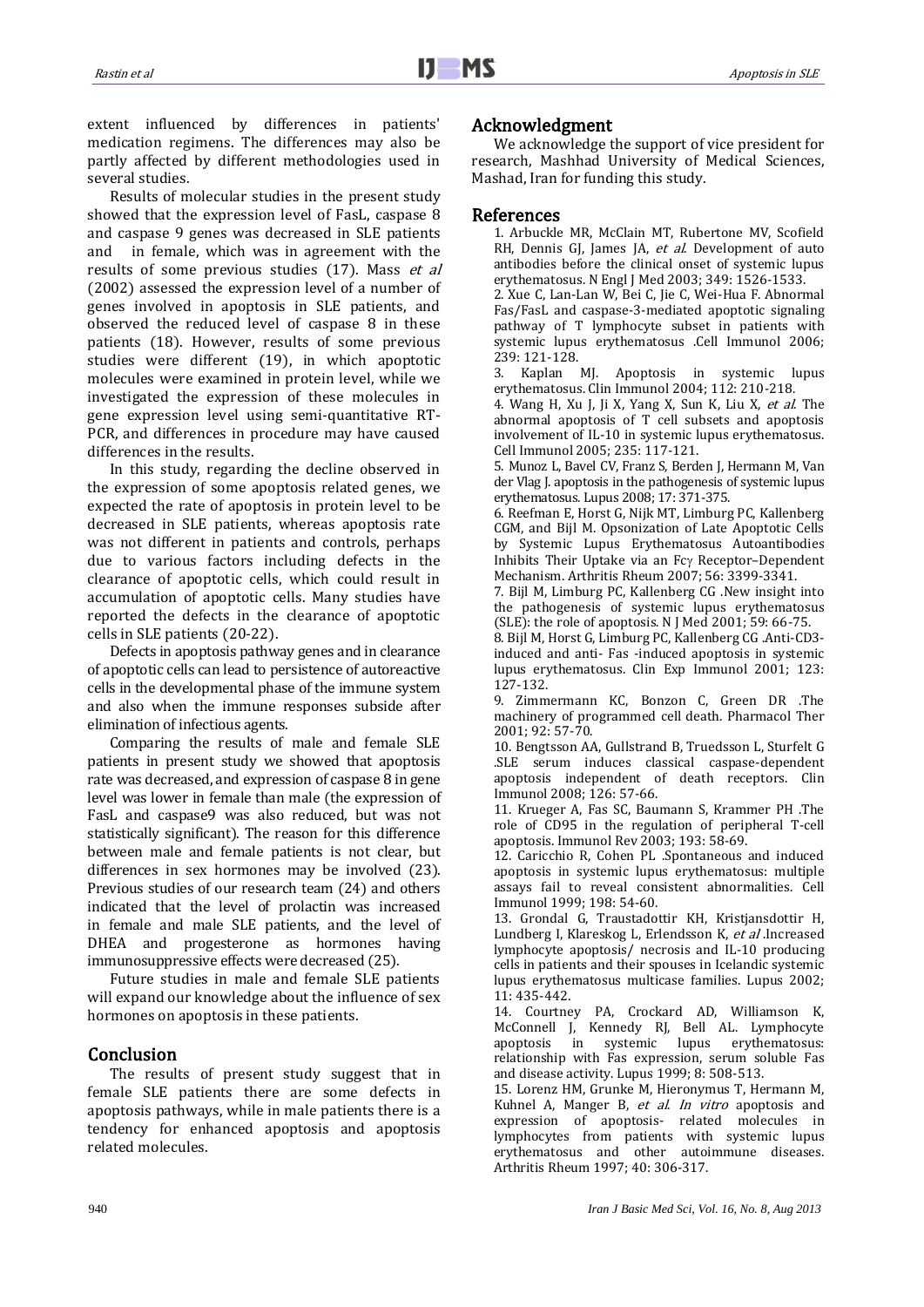extent influenced by differences in patients' medication regimens. The differences may also be partly affected by different methodologies used in several studies.

Results of molecular studies in the present study showed that the expression level of FasL, caspase 8 and caspase 9 genes was decreased in SLE patients and in female, which was in agreement with the results of some previous studies (17). Mass *et al* (2002) assessed the expression level of a number of genes involved in apoptosis in SLE patients, and observed the reduced level of caspase 8 in these patients (18). However, results of some previous studies were different (19), in which apoptotic molecules were examined in protein level, while we investigated the expression of these molecules in gene expression level using semi-quantitative RT-PCR, and differences in procedure may have caused differences in the results.

In this study, regarding the decline observed in the expression of some apoptosis related genes, we expected the rate of apoptosis in protein level to be decreased in SLE patients, whereas apoptosis rate was not different in patients and controls, perhaps due to various factors including defects in the clearance of apoptotic cells, which could result in accumulation of apoptotic cells. Many studies have reported the defects in the clearance of apoptotic cells in SLE patients (20-22).

Defects in apoptosis pathway genes and in clearance of apoptotic cells can lead to persistence of autoreactive cells in the developmental phase of the immune system and also when the immune responses subside after elimination of infectious agents.

Comparing the results of male and female SLE patients in present study we showed that apoptosis rate was decreased, and expression of caspase 8 in gene level was lower in female than male (the expression of FasL and caspase9 was also reduced, but was not statistically significant). The reason for this difference between male and female patients is not clear, but differences in sex hormones may be involved (23). Previous studies of our research team (24) and others indicated that the level of prolactin was increased in female and male SLE patients, and the level of DHEA and progesterone as hormones having immunosuppressive effects were decreased (25).

Future studies in male and female SLE patients will expand our knowledge about the influence of sex hormones on apoptosis in these patients.

## Conclusion

The results of present study suggest that in female SLE patients there are some defects in apoptosis pathways, while in male patients there is a tendency for enhanced apoptosis and apoptosis related molecules.

## Acknowledgment

We acknowledge the support of vice president for research, Mashhad University of Medical Sciences, Mashad, Iran for funding this study.

## References

1. Arbuckle MR, McClain MT, Rubertone MV, Scofield RH, Dennis GJ, James JA, *et al*. Development of auto antibodies before the clinical onset of systemic lupus erythematosus. N Engl J Med 2003; 349: 1526-1533.
2. Xue C, Lan-Lan W, Bei C, Jie C, Wei-Hua F. Abnormal Fas/FasL and caspase-3-mediated apoptotic signaling pathway of T lymphocyte subset in patients with systemic lupus erythematosus .Cell Immunol 2006; 239: 121-128.
3. Kaplan MJ. Apoptosis in systemic lupus erythematosus. Clin Immunol 2004; 112: 210-218.
4. Wang H, Xu J, Ji X, Yang X, Sun K, Liu X, *et al*. The abnormal apoptosis of T cell subsets and apoptosis involvement of IL-10 in systemic lupus erythematosus. Cell Immunol 2005; 235: 117-121.
5. Munoz L, Bavel CV, Franz S, Berden J, Hermann M, Van der Vlag J. apoptosis in the pathogenesis of systemic lupus erythematosus. Lupus 2008; 17: 371-375.
6. Reefman E, Horst G, Nijk MT, Limburg PC, Kallenberg CGM, and Bijl M. Opsonization of Late Apoptotic Cells by Systemic Lupus Erythematosus Autoantibodies Inhibits Their Uptake via an Fcγ Receptor–Dependent Mechanism. Arthritis Rheum 2007; 56: 3399-3341.
7. Bijl M, Limburg PC, Kallenberg CG .New insight into the pathogenesis of systemic lupus erythematosus (SLE): the role of apoptosis. N J Med 2001; 59: 66-75.
8. Bijl M, Horst G, Limburg PC, Kallenberg CG .Anti-CD3-induced and anti- Fas -induced apoptosis in systemic lupus erythematosus. Clin Exp Immunol 2001; 123: 127-132.
9. Zimmermann KC, Bonzon C, Green DR .The machinery of programmed cell death. Pharmacol Ther 2001; 92: 57-70.
10. Bengtsson AA, Gullstrand B, Truedsson L, Sturfelt G .SLE serum induces classical caspase-dependent apoptosis independent of death receptors. Clin Immunol 2008; 126: 57-66.
11. Krueger A, Fas SC, Baumann S, Krammer PH .The role of CD95 in the regulation of peripheral T-cell apoptosis. Immunol Rev 2003; 193: 58-69.
12. Caricchio R, Cohen PL .Spontaneous and induced apoptosis in systemic lupus erythematosus: multiple assays fail to reveal consistent abnormalities. Cell Immunol 1999; 198: 54-60.
13. Grondal G, Traustadottir KH, Kristjansdottir H, Lundberg I, Klareskog L, Erlendsson K, *et al* .Increased lymphocyte apoptosis/ necrosis and IL-10 producing cells in patients and their spouses in Icelandic systemic lupus erythematosus multicase families. Lupus 2002; 11: 435-442.
14. Courtney PA, Crockard AD, Williamson K, McConnell J, Kennedy RJ, Bell AL. Lymphocyte apoptosis in systemic lupus erythematosus: relationship with Fas expression, serum soluble Fas and disease activity. Lupus 1999; 8: 508-513.
15. Lorenz HM, Grunke M, Hieronymus T, Hermann M, Kuhnel A, Manger B, *et al*. *In vitro* apoptosis and expression of apoptosis- related molecules in lymphocytes from patients with systemic lupus erythematosus and other autoimmune diseases. Arthritis Rheum 1997; 40: 306-317.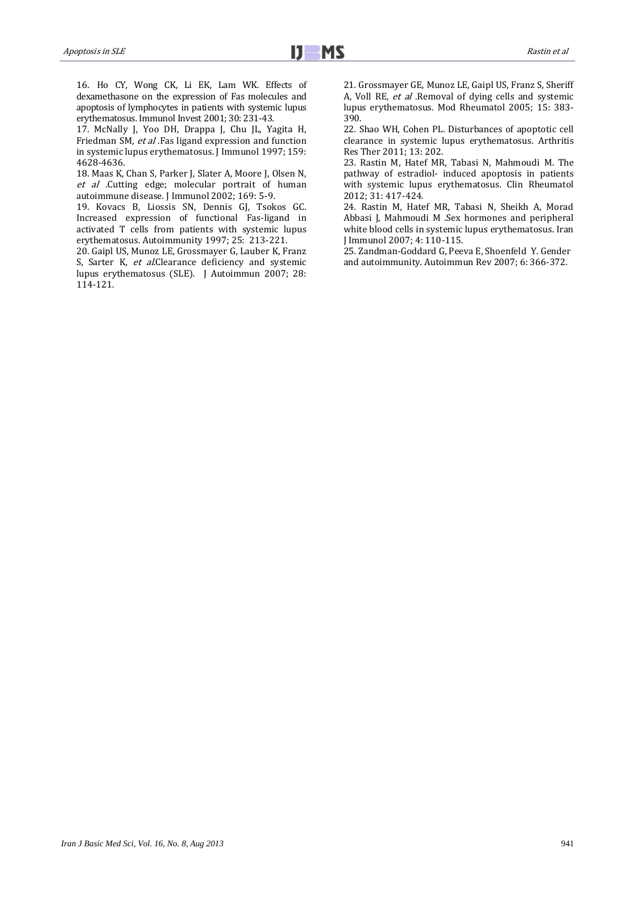16. Ho CY, Wong CK, Li EK, Lam WK. Effects of dexamethasone on the expression of Fas molecules and apoptosis of lymphocytes in patients with systemic lupus erythematosus. Immunol Invest 2001; 30: 231-43.

17. McNally J, Yoo DH, Drappa J, Chu JL, Yagita H, Friedman SM, *et al* .Fas ligand expression and function in systemic lupus erythematosus. J Immunol 1997; 159: 4628-4636.

18. Maas K, Chan S, Parker J, Slater A, Moore J, Olsen N, *et al* .Cutting edge; molecular portrait of human autoimmune disease. J Immunol 2002; 169: 5-9.

19. Kovacs B, Liossis SN, Dennis GJ, Tsokos GC. Increased expression of functional Fas-ligand in activated T cells from patients with systemic lupus erythematosus. Autoimmunity 1997; 25: 213-221.

20. Gaipl US, Munoz LE, Grossmayer G, Lauber K, Franz S, Sarter K, *et al*.Clearance deficiency and systemic lupus erythematosus (SLE). J Autoimmun 2007; 28: 114-121.

21. Grossmayer GE, Munoz LE, Gaipl US, Franz S, Sheriff A, Voll RE, *et al* .Removal of dying cells and systemic lupus erythematosus. Mod Rheumatol 2005; 15: 383-390.

22. Shao WH, Cohen PL. Disturbances of apoptotic cell clearance in systemic lupus erythematosus. Arthritis Res Ther 2011; 13: 202.

23. Rastin M, Hatef MR, Tabasi N, Mahmoudi M. The pathway of estradiol- induced apoptosis in patients with systemic lupus erythematosus. Clin Rheumatol 2012; 31: 417-424.

24. Rastin M, Hatef MR, Tabasi N, Sheikh A, Morad Abbasi J, Mahmoudi M .Sex hormones and peripheral white blood cells in systemic lupus erythematosus. Iran J Immunol 2007; 4: 110-115.

25. Zandman-Goddard G, Peeva E, Shoenfeld Y. Gender and autoimmunity. Autoimmun Rev 2007; 6: 366-372.